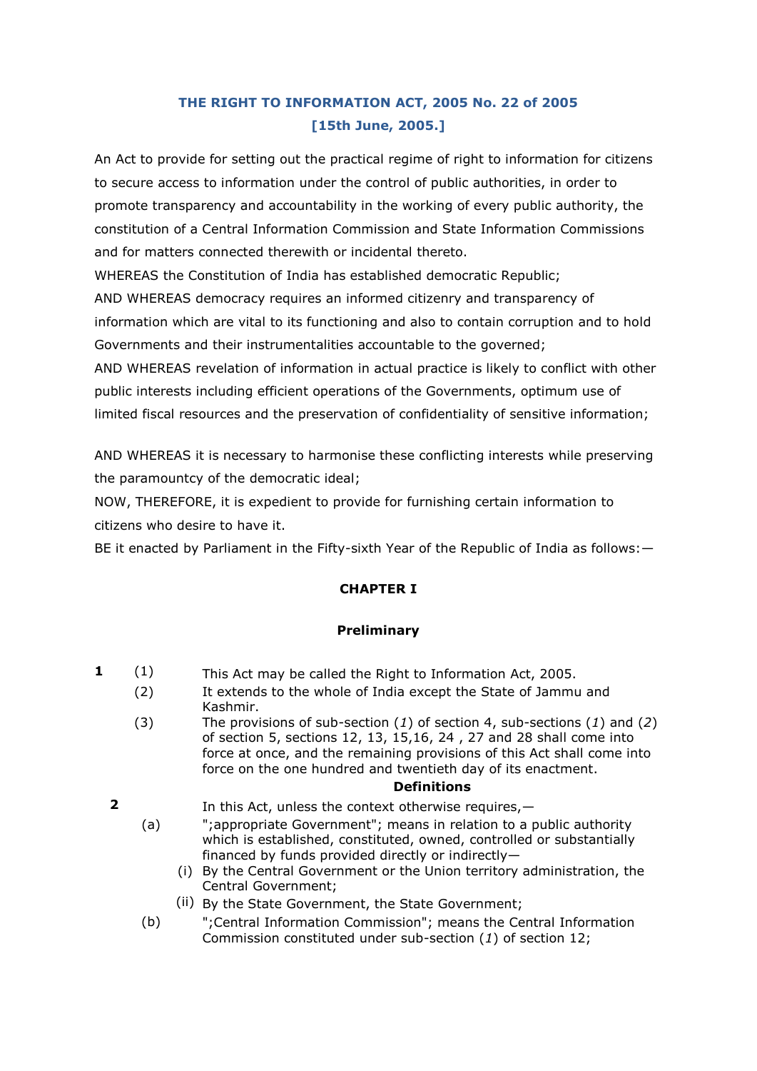# THE RIGHT TO INFORMATION ACT, 2005 No. 22 of 2005

**[15th June, 2005.]**

An Act to provide for setting out the practical regime of right to information for citizens to secure access to information under the control of public authorities, in order to promote transparency and accountability in the working of every public authority, the constitution of a Central Information Commission and State Information Commissions and for matters connected therewith or incidental thereto.

WHEREAS the Constitution of India has established democratic Republic;

AND WHEREAS democracy requires an informed citizenry and transparency of information which are vital to its functioning and also to contain corruption and to hold Governments and their instrumentalities accountable to the governed;

AND WHEREAS revelation of information in actual practice is likely to conflict with other public interests including efficient operations of the Governments, optimum use of limited fiscal resources and the preservation of confidentiality of sensitive information;

AND WHEREAS it is necessary to harmonise these conflicting interests while preserving the paramountcy of the democratic ideal;

NOW, THEREFORE, it is expedient to provide for furnishing certain information to citizens who desire to have it.

BE it enacted by Parliament in the Fifty-sixth Year of the Republic of India as follows:—

## CHAPTER I

### Preliminary

**1** (1) This Act may be called the Right to Information Act, 2005.

(2) It extends to the whole of India except the State of Jammu and Kashmir.

(3) The provisions of sub-section (*1*) of section 4, sub-sections (*1*) and (*2*) of section 5, sections 12, 13, 15,16, 24 , 27 and 28 shall come into force at once, and the remaining provisions of this Act shall come into force on the one hundred and twentieth day of its enactment.

**Definitions**

**2** In this Act, unless the context otherwise requires,—

(a) ";appropriate Government"; means in relation to a public authority which is established, constituted, owned, controlled or substantially financed by funds provided directly or indirectly—

(i) By the Central Government or the Union territory administration, the Central Government;

(ii) By the State Government, the State Government;

(b) ";Central Information Commission"; means the Central Information Commission constituted under sub-section (*1*) of section 12;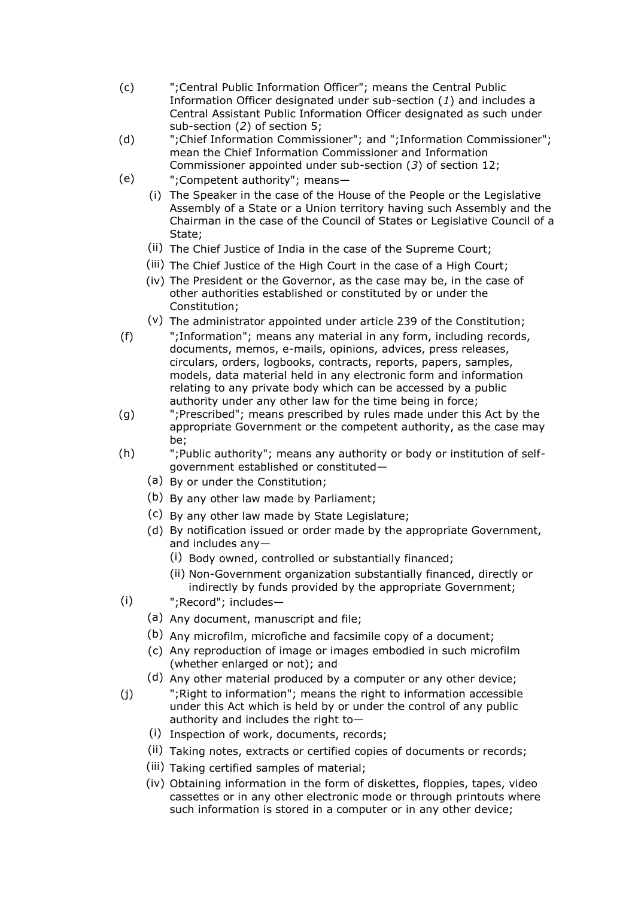(c) ";Central Public Information Officer"; means the Central Public Information Officer designated under sub-section (*1*) and includes a Central Assistant Public Information Officer designated as such under sub-section (*2*) of section 5;

(d) ";Chief Information Commissioner"; and ";Information Commissioner"; mean the Chief Information Commissioner and Information Commissioner appointed under sub-section (*3*) of section 12;

(e) ";Competent authority"; means—

- (i) The Speaker in the case of the House of the People or the Legislative Assembly of a State or a Union territory having such Assembly and the Chairman in the case of the Council of States or Legislative Council of a State;
- (ii) The Chief Justice of India in the case of the Supreme Court;
- (iii) The Chief Justice of the High Court in the case of a High Court;
- (iv) The President or the Governor, as the case may be, in the case of other authorities established or constituted by or under the Constitution;
- (v) The administrator appointed under article 239 of the Constitution;

(f) ";Information"; means any material in any form, including records, documents, memos, e-mails, opinions, advices, press releases, circulars, orders, logbooks, contracts, reports, papers, samples, models, data material held in any electronic form and information relating to any private body which can be accessed by a public authority under any other law for the time being in force;

(g) ";Prescribed"; means prescribed by rules made under this Act by the appropriate Government or the competent authority, as the case may be;

(h) ";Public authority"; means any authority or body or institution of self-government established or constituted—

- (a) By or under the Constitution;
- (b) By any other law made by Parliament;
- (c) By any other law made by State Legislature;
- (d) By notification issued or order made by the appropriate Government, and includes any—
  - (i) Body owned, controlled or substantially financed;
  - (ii) Non-Government organization substantially financed, directly or indirectly by funds provided by the appropriate Government;

(i) ";Record"; includes—

- (a) Any document, manuscript and file;
- (b) Any microfilm, microfiche and facsimile copy of a document;
- (c) Any reproduction of image or images embodied in such microfilm (whether enlarged or not); and
- (d) Any other material produced by a computer or any other device;

(j) ";Right to information"; means the right to information accessible under this Act which is held by or under the control of any public authority and includes the right to—

- (i) Inspection of work, documents, records;
- (ii) Taking notes, extracts or certified copies of documents or records;
- (iii) Taking certified samples of material;
- (iv) Obtaining information in the form of diskettes, floppies, tapes, video cassettes or in any other electronic mode or through printouts where such information is stored in a computer or in any other device;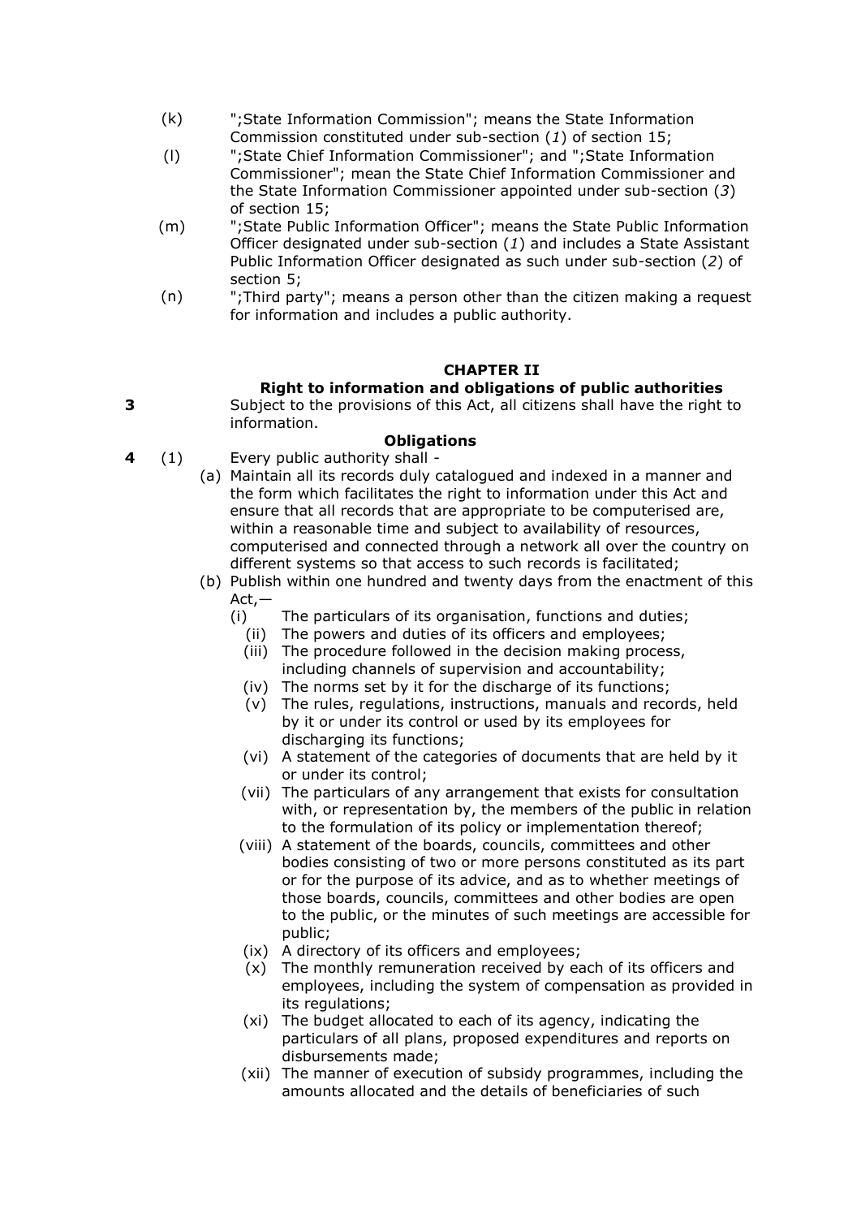(k) ";State Information Commission"; means the State Information Commission constituted under sub-section (*1*) of section 15;

(l) ";State Chief Information Commissioner"; and ";State Information Commissioner"; mean the State Chief Information Commissioner and the State Information Commissioner appointed under sub-section (*3*) of section 15;

(m) ";State Public Information Officer"; means the State Public Information Officer designated under sub-section (*1*) and includes a State Assistant Public Information Officer designated as such under sub-section (*2*) of section 5;

(n) ";Third party"; means a person other than the citizen making a request for information and includes a public authority.

## CHAPTER II

### Right to information and obligations of public authorities

**3** Subject to the provisions of this Act, all citizens shall have the right to information.

### Obligations

**4** (1) Every public authority shall -

(a) Maintain all its records duly catalogued and indexed in a manner and the form which facilitates the right to information under this Act and ensure that all records that are appropriate to be computerised are, within a reasonable time and subject to availability of resources, computerised and connected through a network all over the country on different systems so that access to such records is facilitated;

(b) Publish within one hundred and twenty days from the enactment of this Act,—

(i) The particulars of its organisation, functions and duties;

(ii) The powers and duties of its officers and employees;

(iii) The procedure followed in the decision making process, including channels of supervision and accountability;

(iv) The norms set by it for the discharge of its functions;

(v) The rules, regulations, instructions, manuals and records, held by it or under its control or used by its employees for discharging its functions;

(vi) A statement of the categories of documents that are held by it or under its control;

(vii) The particulars of any arrangement that exists for consultation with, or representation by, the members of the public in relation to the formulation of its policy or implementation thereof;

(viii) A statement of the boards, councils, committees and other bodies consisting of two or more persons constituted as its part or for the purpose of its advice, and as to whether meetings of those boards, councils, committees and other bodies are open to the public, or the minutes of such meetings are accessible for public;

(ix) A directory of its officers and employees;

(x) The monthly remuneration received by each of its officers and employees, including the system of compensation as provided in its regulations;

(xi) The budget allocated to each of its agency, indicating the particulars of all plans, proposed expenditures and reports on disbursements made;

(xii) The manner of execution of subsidy programmes, including the amounts allocated and the details of beneficiaries of such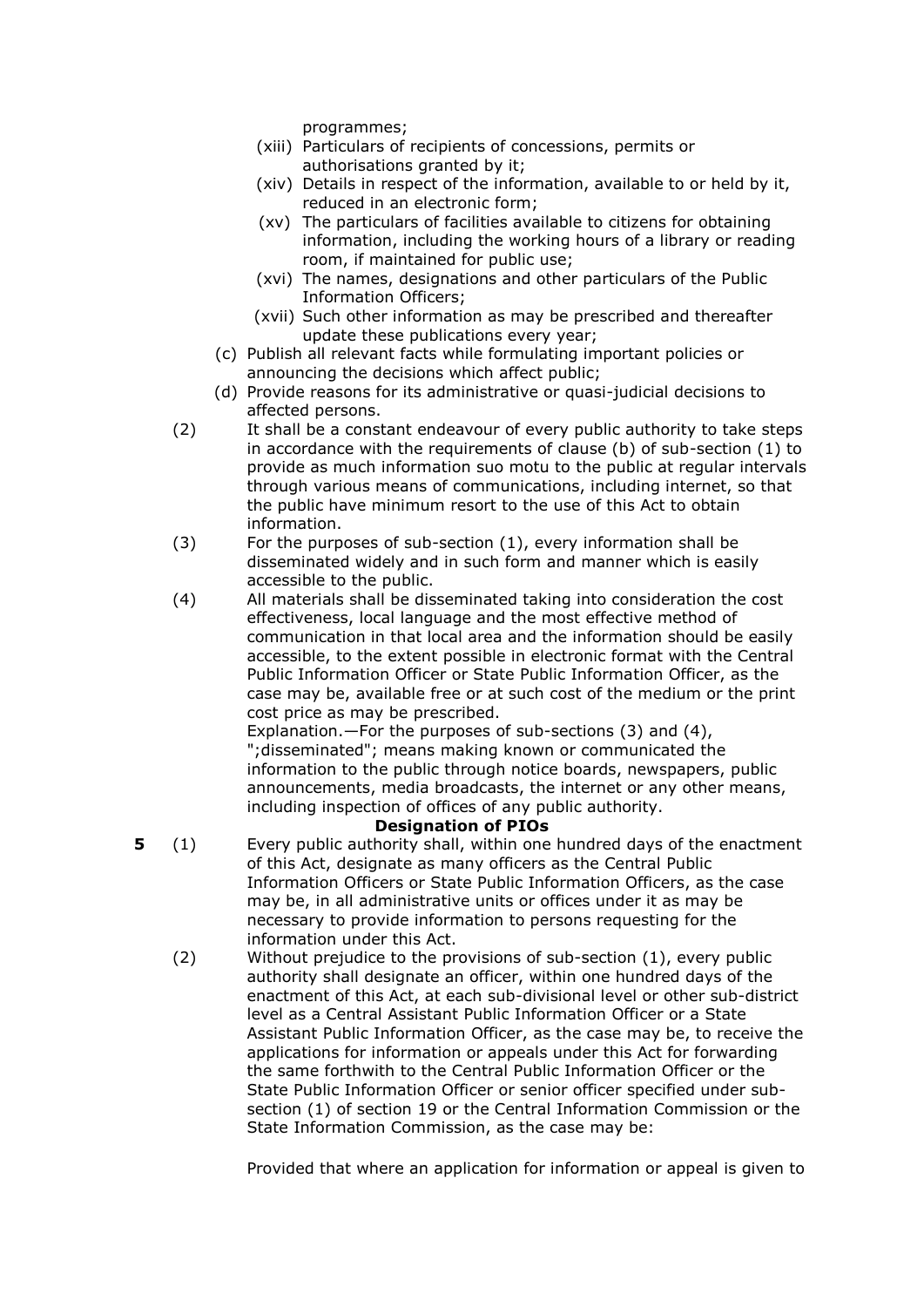programmes;

(xiii) Particulars of recipients of concessions, permits or authorisations granted by it;

(xiv) Details in respect of the information, available to or held by it, reduced in an electronic form;

(xv) The particulars of facilities available to citizens for obtaining information, including the working hours of a library or reading room, if maintained for public use;

(xvi) The names, designations and other particulars of the Public Information Officers;

(xvii) Such other information as may be prescribed and thereafter update these publications every year;

(c) Publish all relevant facts while formulating important policies or announcing the decisions which affect public;

(d) Provide reasons for its administrative or quasi-judicial decisions to affected persons.

(2) It shall be a constant endeavour of every public authority to take steps in accordance with the requirements of clause (b) of sub-section (1) to provide as much information suo motu to the public at regular intervals through various means of communications, including internet, so that the public have minimum resort to the use of this Act to obtain information.

(3) For the purposes of sub-section (1), every information shall be disseminated widely and in such form and manner which is easily accessible to the public.

(4) All materials shall be disseminated taking into consideration the cost effectiveness, local language and the most effective method of communication in that local area and the information should be easily accessible, to the extent possible in electronic format with the Central Public Information Officer or State Public Information Officer, as the case may be, available free or at such cost of the medium or the print cost price as may be prescribed.

Explanation.—For the purposes of sub-sections (3) and (4), ";disseminated"; means making known or communicated the information to the public through notice boards, newspapers, public announcements, media broadcasts, the internet or any other means, including inspection of offices of any public authority.

**Designation of PIOs**

**5** (1) Every public authority shall, within one hundred days of the enactment of this Act, designate as many officers as the Central Public Information Officers or State Public Information Officers, as the case may be, in all administrative units or offices under it as may be necessary to provide information to persons requesting for the information under this Act.

(2) Without prejudice to the provisions of sub-section (1), every public authority shall designate an officer, within one hundred days of the enactment of this Act, at each sub-divisional level or other sub-district level as a Central Assistant Public Information Officer or a State Assistant Public Information Officer, as the case may be, to receive the applications for information or appeals under this Act for forwarding the same forthwith to the Central Public Information Officer or the State Public Information Officer or senior officer specified under sub-section (1) of section 19 or the Central Information Commission or the State Information Commission, as the case may be:

Provided that where an application for information or appeal is given to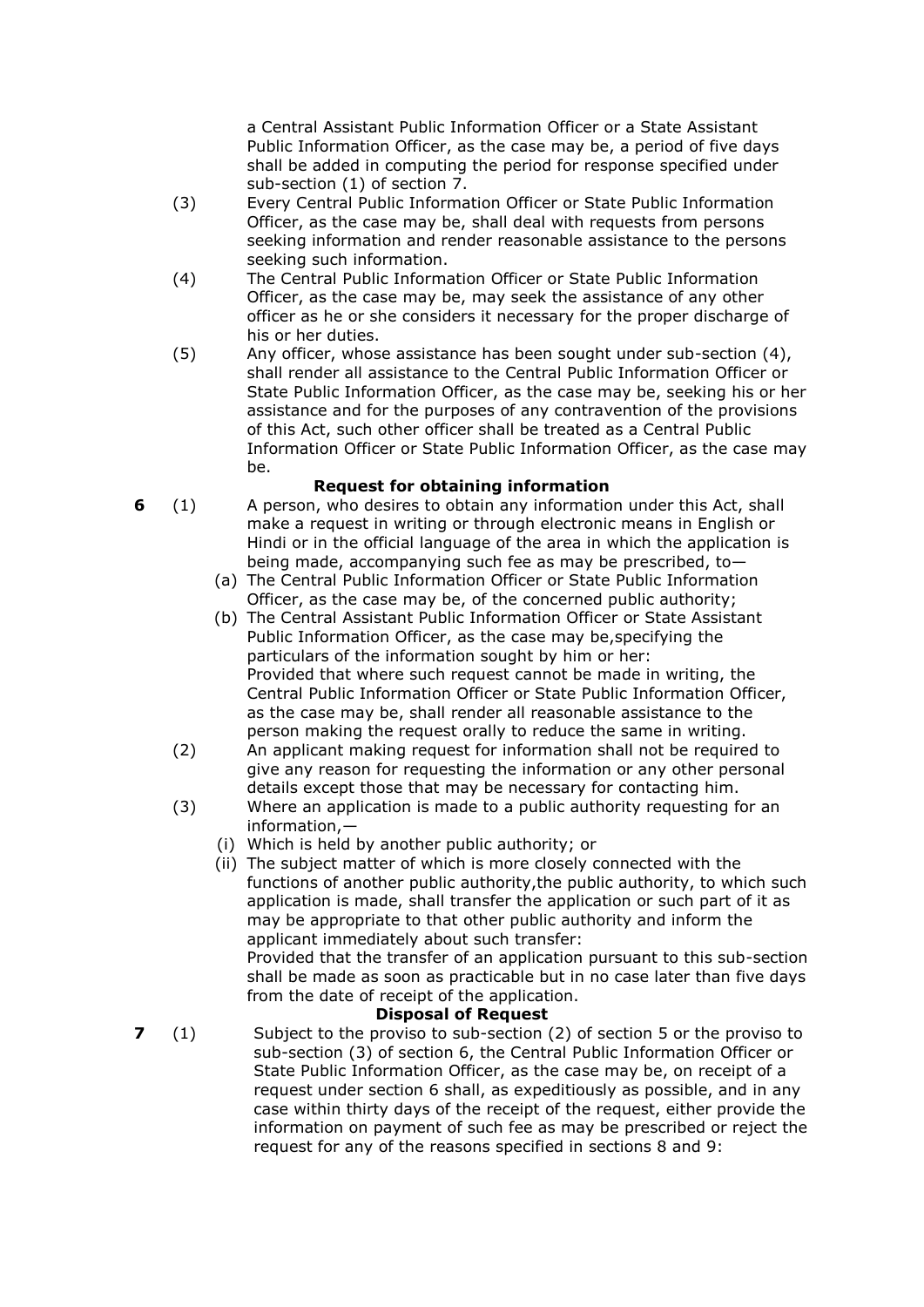a Central Assistant Public Information Officer or a State Assistant Public Information Officer, as the case may be, a period of five days shall be added in computing the period for response specified under sub-section (1) of section 7.

(3) Every Central Public Information Officer or State Public Information Officer, as the case may be, shall deal with requests from persons seeking information and render reasonable assistance to the persons seeking such information.

(4) The Central Public Information Officer or State Public Information Officer, as the case may be, may seek the assistance of any other officer as he or she considers it necessary for the proper discharge of his or her duties.

(5) Any officer, whose assistance has been sought under sub-section (4), shall render all assistance to the Central Public Information Officer or State Public Information Officer, as the case may be, seeking his or her assistance and for the purposes of any contravention of the provisions of this Act, such other officer shall be treated as a Central Public Information Officer or State Public Information Officer, as the case may be.

**Request for obtaining information**

**6** (1) A person, who desires to obtain any information under this Act, shall make a request in writing or through electronic means in English or Hindi or in the official language of the area in which the application is being made, accompanying such fee as may be prescribed, to—

(a) The Central Public Information Officer or State Public Information Officer, as the case may be, of the concerned public authority;

(b) The Central Assistant Public Information Officer or State Assistant Public Information Officer, as the case may be,specifying the particulars of the information sought by him or her:

Provided that where such request cannot be made in writing, the Central Public Information Officer or State Public Information Officer, as the case may be, shall render all reasonable assistance to the person making the request orally to reduce the same in writing.

(2) An applicant making request for information shall not be required to give any reason for requesting the information or any other personal details except those that may be necessary for contacting him.

(3) Where an application is made to a public authority requesting for an information,—

(i) Which is held by another public authority; or

(ii) The subject matter of which is more closely connected with the functions of another public authority,the public authority, to which such application is made, shall transfer the application or such part of it as may be appropriate to that other public authority and inform the applicant immediately about such transfer:

Provided that the transfer of an application pursuant to this sub-section shall be made as soon as practicable but in no case later than five days from the date of receipt of the application.

**Disposal of Request**

**7** (1) Subject to the proviso to sub-section (2) of section 5 or the proviso to sub-section (3) of section 6, the Central Public Information Officer or State Public Information Officer, as the case may be, on receipt of a request under section 6 shall, as expeditiously as possible, and in any case within thirty days of the receipt of the request, either provide the information on payment of such fee as may be prescribed or reject the request for any of the reasons specified in sections 8 and 9: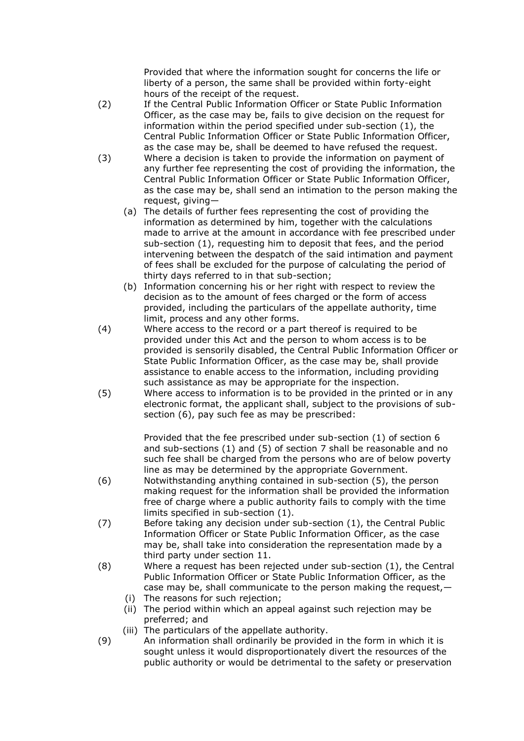Provided that where the information sought for concerns the life or liberty of a person, the same shall be provided within forty-eight hours of the receipt of the request.

(2) If the Central Public Information Officer or State Public Information Officer, as the case may be, fails to give decision on the request for information within the period specified under sub-section (1), the Central Public Information Officer or State Public Information Officer, as the case may be, shall be deemed to have refused the request.

(3) Where a decision is taken to provide the information on payment of any further fee representing the cost of providing the information, the Central Public Information Officer or State Public Information Officer, as the case may be, shall send an intimation to the person making the request, giving—

- (a) The details of further fees representing the cost of providing the information as determined by him, together with the calculations made to arrive at the amount in accordance with fee prescribed under sub-section (1), requesting him to deposit that fees, and the period intervening between the despatch of the said intimation and payment of fees shall be excluded for the purpose of calculating the period of thirty days referred to in that sub-section;
- (b) Information concerning his or her right with respect to review the decision as to the amount of fees charged or the form of access provided, including the particulars of the appellate authority, time limit, process and any other forms.

(4) Where access to the record or a part thereof is required to be provided under this Act and the person to whom access is to be provided is sensorily disabled, the Central Public Information Officer or State Public Information Officer, as the case may be, shall provide assistance to enable access to the information, including providing such assistance as may be appropriate for the inspection.

(5) Where access to information is to be provided in the printed or in any electronic format, the applicant shall, subject to the provisions of sub-section (6), pay such fee as may be prescribed:

Provided that the fee prescribed under sub-section (1) of section 6 and sub-sections (1) and (5) of section 7 shall be reasonable and no such fee shall be charged from the persons who are of below poverty line as may be determined by the appropriate Government.

(6) Notwithstanding anything contained in sub-section (5), the person making request for the information shall be provided the information free of charge where a public authority fails to comply with the time limits specified in sub-section (1).

(7) Before taking any decision under sub-section (1), the Central Public Information Officer or State Public Information Officer, as the case may be, shall take into consideration the representation made by a third party under section 11.

(8) Where a request has been rejected under sub-section (1), the Central Public Information Officer or State Public Information Officer, as the case may be, shall communicate to the person making the request,—

- (i) The reasons for such rejection;
- (ii) The period within which an appeal against such rejection may be preferred; and
- (iii) The particulars of the appellate authority.

(9) An information shall ordinarily be provided in the form in which it is sought unless it would disproportionately divert the resources of the public authority or would be detrimental to the safety or preservation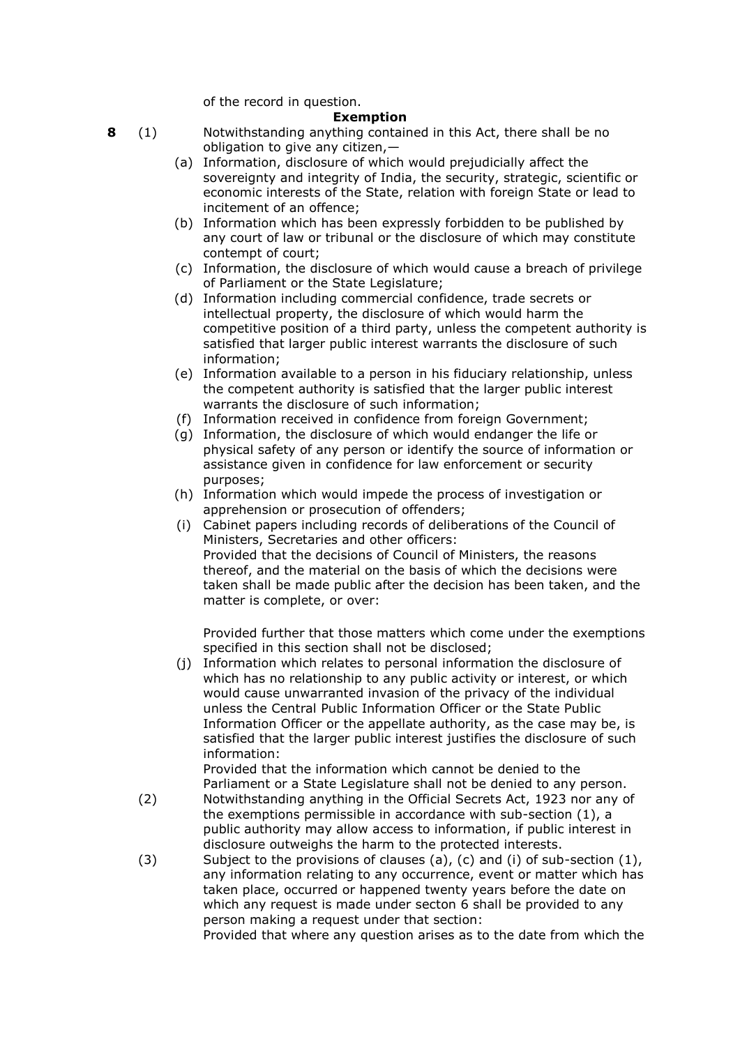of the record in question.

**Exemption**

**8** (1) Notwithstanding anything contained in this Act, there shall be no obligation to give any citizen,—

(a) Information, disclosure of which would prejudicially affect the sovereignty and integrity of India, the security, strategic, scientific or economic interests of the State, relation with foreign State or lead to incitement of an offence;

(b) Information which has been expressly forbidden to be published by any court of law or tribunal or the disclosure of which may constitute contempt of court;

(c) Information, the disclosure of which would cause a breach of privilege of Parliament or the State Legislature;

(d) Information including commercial confidence, trade secrets or intellectual property, the disclosure of which would harm the competitive position of a third party, unless the competent authority is satisfied that larger public interest warrants the disclosure of such information;

(e) Information available to a person in his fiduciary relationship, unless the competent authority is satisfied that the larger public interest warrants the disclosure of such information;

(f) Information received in confidence from foreign Government;

(g) Information, the disclosure of which would endanger the life or physical safety of any person or identify the source of information or assistance given in confidence for law enforcement or security purposes;

(h) Information which would impede the process of investigation or apprehension or prosecution of offenders;

(i) Cabinet papers including records of deliberations of the Council of Ministers, Secretaries and other officers:
Provided that the decisions of Council of Ministers, the reasons thereof, and the material on the basis of which the decisions were taken shall be made public after the decision has been taken, and the matter is complete, or over:

Provided further that those matters which come under the exemptions specified in this section shall not be disclosed;

(j) Information which relates to personal information the disclosure of which has no relationship to any public activity or interest, or which would cause unwarranted invasion of the privacy of the individual unless the Central Public Information Officer or the State Public Information Officer or the appellate authority, as the case may be, is satisfied that the larger public interest justifies the disclosure of such information:
Provided that the information which cannot be denied to the Parliament or a State Legislature shall not be denied to any person.

(2) Notwithstanding anything in the Official Secrets Act, 1923 nor any of the exemptions permissible in accordance with sub-section (1), a public authority may allow access to information, if public interest in disclosure outweighs the harm to the protected interests.

(3) Subject to the provisions of clauses (a), (c) and (i) of sub-section (1), any information relating to any occurrence, event or matter which has taken place, occurred or happened twenty years before the date on which any request is made under secton 6 shall be provided to any person making a request under that section:
Provided that where any question arises as to the date from which the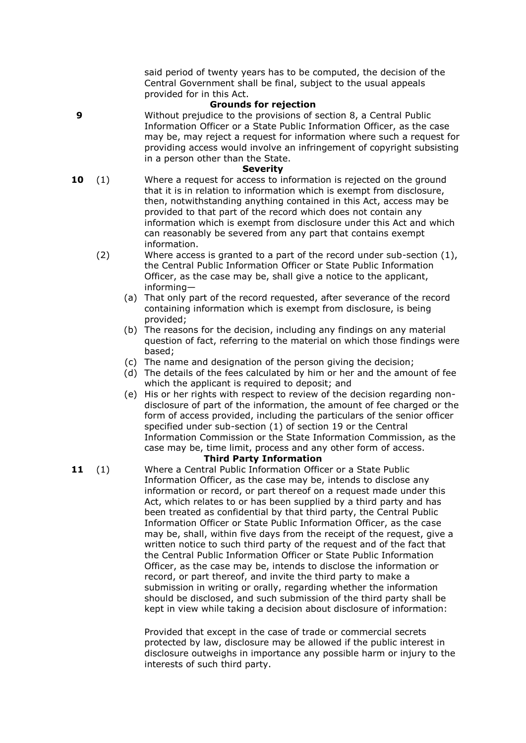said period of twenty years has to be computed, the decision of the Central Government shall be final, subject to the usual appeals provided for in this Act.

### Grounds for rejection

**9** Without prejudice to the provisions of section 8, a Central Public Information Officer or a State Public Information Officer, as the case may be, may reject a request for information where such a request for providing access would involve an infringement of copyright subsisting in a person other than the State.

### Severity

**10** (1) Where a request for access to information is rejected on the ground that it is in relation to information which is exempt from disclosure, then, notwithstanding anything contained in this Act, access may be provided to that part of the record which does not contain any information which is exempt from disclosure under this Act and which can reasonably be severed from any part that contains exempt information.

(2) Where access is granted to a part of the record under sub-section (1), the Central Public Information Officer or State Public Information Officer, as the case may be, shall give a notice to the applicant, informing—

(a) That only part of the record requested, after severance of the record containing information which is exempt from disclosure, is being provided;

(b) The reasons for the decision, including any findings on any material question of fact, referring to the material on which those findings were based;

(c) The name and designation of the person giving the decision;

(d) The details of the fees calculated by him or her and the amount of fee which the applicant is required to deposit; and

(e) His or her rights with respect to review of the decision regarding non-disclosure of part of the information, the amount of fee charged or the form of access provided, including the particulars of the senior officer specified under sub-section (1) of section 19 or the Central Information Commission or the State Information Commission, as the case may be, time limit, process and any other form of access.

### Third Party Information

**11** (1) Where a Central Public Information Officer or a State Public Information Officer, as the case may be, intends to disclose any information or record, or part thereof on a request made under this Act, which relates to or has been supplied by a third party and has been treated as confidential by that third party, the Central Public Information Officer or State Public Information Officer, as the case may be, shall, within five days from the receipt of the request, give a written notice to such third party of the request and of the fact that the Central Public Information Officer or State Public Information Officer, as the case may be, intends to disclose the information or record, or part thereof, and invite the third party to make a submission in writing or orally, regarding whether the information should be disclosed, and such submission of the third party shall be kept in view while taking a decision about disclosure of information:

Provided that except in the case of trade or commercial secrets protected by law, disclosure may be allowed if the public interest in disclosure outweighs in importance any possible harm or injury to the interests of such third party.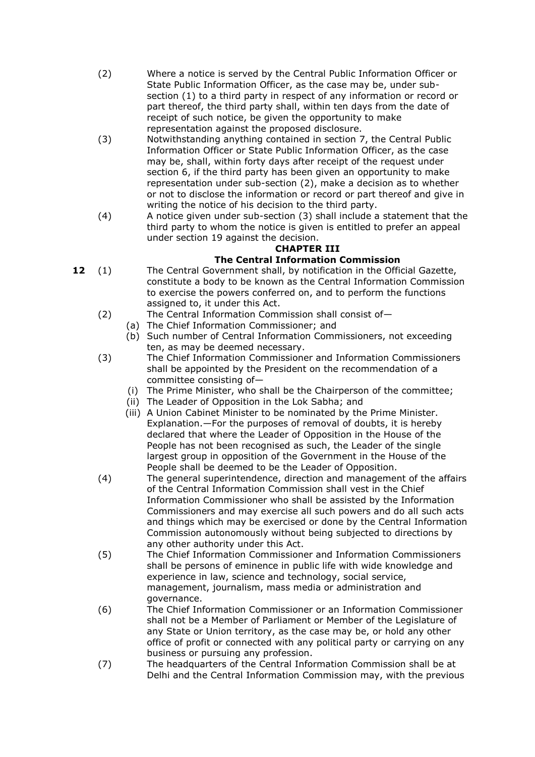(2) Where a notice is served by the Central Public Information Officer or State Public Information Officer, as the case may be, under sub-section (1) to a third party in respect of any information or record or part thereof, the third party shall, within ten days from the date of receipt of such notice, be given the opportunity to make representation against the proposed disclosure.

(3) Notwithstanding anything contained in section 7, the Central Public Information Officer or State Public Information Officer, as the case may be, shall, within forty days after receipt of the request under section 6, if the third party has been given an opportunity to make representation under sub-section (2), make a decision as to whether or not to disclose the information or record or part thereof and give in writing the notice of his decision to the third party.

(4) A notice given under sub-section (3) shall include a statement that the third party to whom the notice is given is entitled to prefer an appeal under section 19 against the decision.

## CHAPTER III

## The Central Information Commission

**12** (1) The Central Government shall, by notification in the Official Gazette, constitute a body to be known as the Central Information Commission to exercise the powers conferred on, and to perform the functions assigned to, it under this Act.

(2) The Central Information Commission shall consist of—

(a) The Chief Information Commissioner; and

(b) Such number of Central Information Commissioners, not exceeding ten, as may be deemed necessary.

(3) The Chief Information Commissioner and Information Commissioners shall be appointed by the President on the recommendation of a committee consisting of—

(i) The Prime Minister, who shall be the Chairperson of the committee;

(ii) The Leader of Opposition in the Lok Sabha; and

(iii) A Union Cabinet Minister to be nominated by the Prime Minister.

Explanation.—For the purposes of removal of doubts, it is hereby declared that where the Leader of Opposition in the House of the People has not been recognised as such, the Leader of the single largest group in opposition of the Government in the House of the People shall be deemed to be the Leader of Opposition.

(4) The general superintendence, direction and management of the affairs of the Central Information Commission shall vest in the Chief Information Commissioner who shall be assisted by the Information Commissioners and may exercise all such powers and do all such acts and things which may be exercised or done by the Central Information Commission autonomously without being subjected to directions by any other authority under this Act.

(5) The Chief Information Commissioner and Information Commissioners shall be persons of eminence in public life with wide knowledge and experience in law, science and technology, social service, management, journalism, mass media or administration and governance.

(6) The Chief Information Commissioner or an Information Commissioner shall not be a Member of Parliament or Member of the Legislature of any State or Union territory, as the case may be, or hold any other office of profit or connected with any political party or carrying on any business or pursuing any profession.

(7) The headquarters of the Central Information Commission shall be at Delhi and the Central Information Commission may, with the previous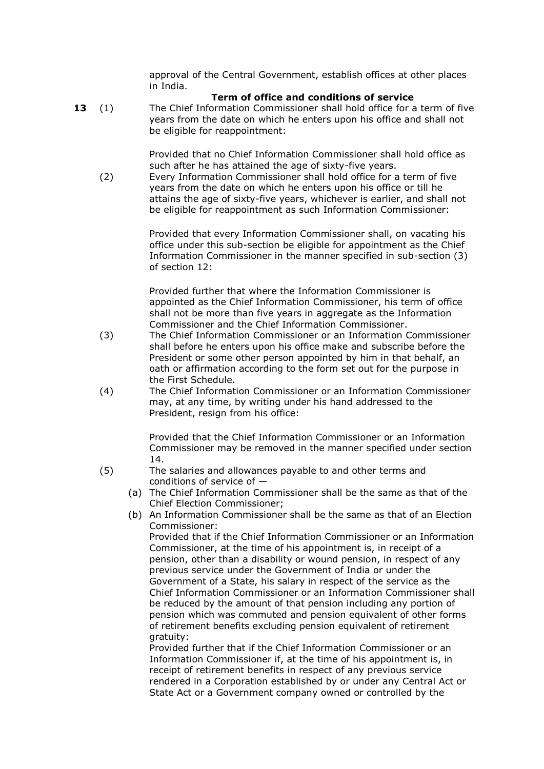approval of the Central Government, establish offices at other places in India.

### Term of office and conditions of service

**13** (1) The Chief Information Commissioner shall hold office for a term of five years from the date on which he enters upon his office and shall not be eligible for reappointment:

Provided that no Chief Information Commissioner shall hold office as such after he has attained the age of sixty-five years.

(2) Every Information Commissioner shall hold office for a term of five years from the date on which he enters upon his office or till he attains the age of sixty-five years, whichever is earlier, and shall not be eligible for reappointment as such Information Commissioner:

Provided that every Information Commissioner shall, on vacating his office under this sub-section be eligible for appointment as the Chief Information Commissioner in the manner specified in sub-section (3) of section 12:

Provided further that where the Information Commissioner is appointed as the Chief Information Commissioner, his term of office shall not be more than five years in aggregate as the Information Commissioner and the Chief Information Commissioner.

(3) The Chief Information Commissioner or an Information Commissioner shall before he enters upon his office make and subscribe before the President or some other person appointed by him in that behalf, an oath or affirmation according to the form set out for the purpose in the First Schedule.

(4) The Chief Information Commissioner or an Information Commissioner may, at any time, by writing under his hand addressed to the President, resign from his office:

Provided that the Chief Information Commissioner or an Information Commissioner may be removed in the manner specified under section 14.

(5) The salaries and allowances payable to and other terms and conditions of service of —

(a) The Chief Information Commissioner shall be the same as that of the Chief Election Commissioner;

(b) An Information Commissioner shall be the same as that of an Election Commissioner:

Provided that if the Chief Information Commissioner or an Information Commissioner, at the time of his appointment is, in receipt of a pension, other than a disability or wound pension, in respect of any previous service under the Government of India or under the Government of a State, his salary in respect of the service as the Chief Information Commissioner or an Information Commissioner shall be reduced by the amount of that pension including any portion of pension which was commuted and pension equivalent of other forms of retirement benefits excluding pension equivalent of retirement gratuity:

Provided further that if the Chief Information Commissioner or an Information Commissioner if, at the time of his appointment is, in receipt of retirement benefits in respect of any previous service rendered in a Corporation established by or under any Central Act or State Act or a Government company owned or controlled by the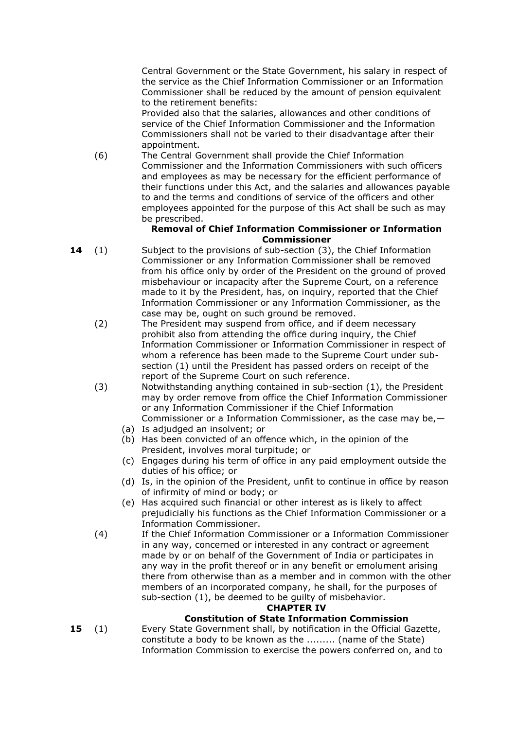Central Government or the State Government, his salary in respect of the service as the Chief Information Commissioner or an Information Commissioner shall be reduced by the amount of pension equivalent to the retirement benefits:

Provided also that the salaries, allowances and other conditions of service of the Chief Information Commissioner and the Information Commissioners shall not be varied to their disadvantage after their appointment.

(6) The Central Government shall provide the Chief Information Commissioner and the Information Commissioners with such officers and employees as may be necessary for the efficient performance of their functions under this Act, and the salaries and allowances payable to and the terms and conditions of service of the officers and other employees appointed for the purpose of this Act shall be such as may be prescribed.

**Removal of Chief Information Commissioner or Information Commissioner**

**14** (1) Subject to the provisions of sub-section (3), the Chief Information Commissioner or any Information Commissioner shall be removed from his office only by order of the President on the ground of proved misbehaviour or incapacity after the Supreme Court, on a reference made to it by the President, has, on inquiry, reported that the Chief Information Commissioner or any Information Commissioner, as the case may be, ought on such ground be removed.

(2) The President may suspend from office, and if deem necessary prohibit also from attending the office during inquiry, the Chief Information Commissioner or Information Commissioner in respect of whom a reference has been made to the Supreme Court under sub-section (1) until the President has passed orders on receipt of the report of the Supreme Court on such reference.

(3) Notwithstanding anything contained in sub-section (1), the President may by order remove from office the Chief Information Commissioner or any Information Commissioner if the Chief Information Commissioner or a Information Commissioner, as the case may be,—

- (a) Is adjudged an insolvent; or
- (b) Has been convicted of an offence which, in the opinion of the President, involves moral turpitude; or
- (c) Engages during his term of office in any paid employment outside the duties of his office; or
- (d) Is, in the opinion of the President, unfit to continue in office by reason of infirmity of mind or body; or
- (e) Has acquired such financial or other interest as is likely to affect prejudicially his functions as the Chief Information Commissioner or a Information Commissioner.

(4) If the Chief Information Commissioner or a Information Commissioner in any way, concerned or interested in any contract or agreement made by or on behalf of the Government of India or participates in any way in the profit thereof or in any benefit or emolument arising there from otherwise than as a member and in common with the other members of an incorporated company, he shall, for the purposes of sub-section (1), be deemed to be guilty of misbehavior.

## CHAPTER IV

### Constitution of State Information Commission

**15** (1) Every State Government shall, by notification in the Official Gazette, constitute a body to be known as the ......... (name of the State) Information Commission to exercise the powers conferred on, and to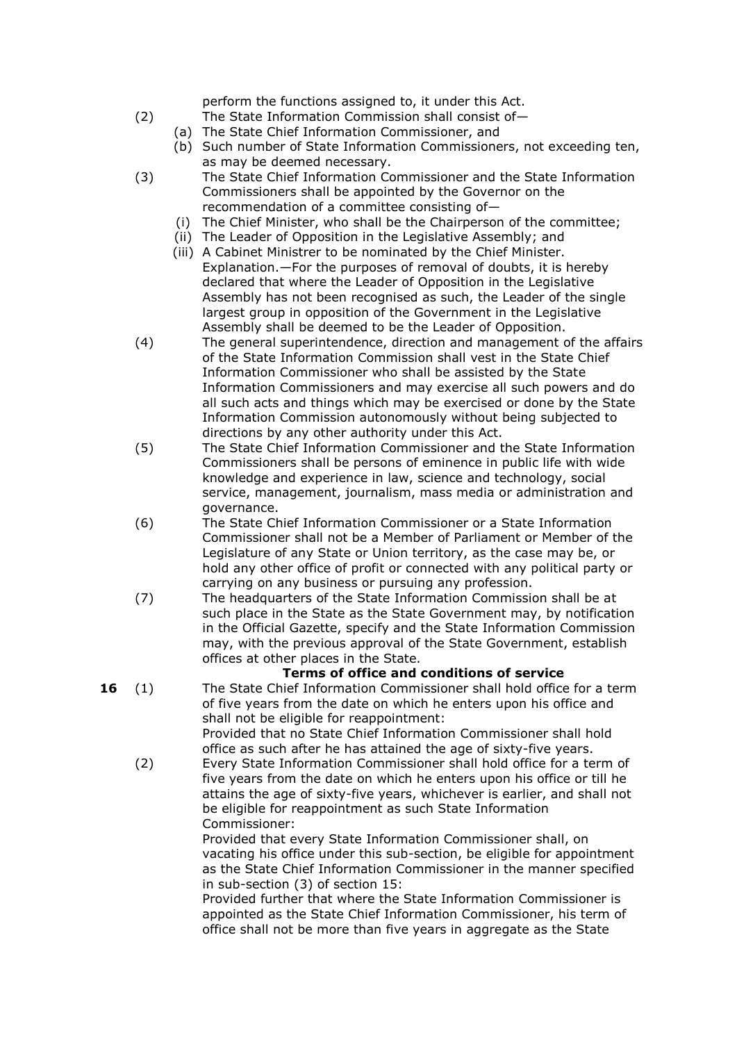perform the functions assigned to, it under this Act.

(2) The State Information Commission shall consist of—

(a) The State Chief Information Commissioner, and

(b) Such number of State Information Commissioners, not exceeding ten, as may be deemed necessary.

(3) The State Chief Information Commissioner and the State Information Commissioners shall be appointed by the Governor on the recommendation of a committee consisting of—

(i) The Chief Minister, who shall be the Chairperson of the committee;

(ii) The Leader of Opposition in the Legislative Assembly; and

(iii) A Cabinet Ministrer to be nominated by the Chief Minister.

Explanation.—For the purposes of removal of doubts, it is hereby declared that where the Leader of Opposition in the Legislative Assembly has not been recognised as such, the Leader of the single largest group in opposition of the Government in the Legislative Assembly shall be deemed to be the Leader of Opposition.

(4) The general superintendence, direction and management of the affairs of the State Information Commission shall vest in the State Chief Information Commissioner who shall be assisted by the State Information Commissioners and may exercise all such powers and do all such acts and things which may be exercised or done by the State Information Commission autonomously without being subjected to directions by any other authority under this Act.

(5) The State Chief Information Commissioner and the State Information Commissioners shall be persons of eminence in public life with wide knowledge and experience in law, science and technology, social service, management, journalism, mass media or administration and governance.

(6) The State Chief Information Commissioner or a State Information Commissioner shall not be a Member of Parliament or Member of the Legislature of any State or Union territory, as the case may be, or hold any other office of profit or connected with any political party or carrying on any business or pursuing any profession.

(7) The headquarters of the State Information Commission shall be at such place in the State as the State Government may, by notification in the Official Gazette, specify and the State Information Commission may, with the previous approval of the State Government, establish offices at other places in the State.

**Terms of office and conditions of service**

**16** (1) The State Chief Information Commissioner shall hold office for a term of five years from the date on which he enters upon his office and shall not be eligible for reappointment:

Provided that no State Chief Information Commissioner shall hold office as such after he has attained the age of sixty-five years.

(2) Every State Information Commissioner shall hold office for a term of five years from the date on which he enters upon his office or till he attains the age of sixty-five years, whichever is earlier, and shall not be eligible for reappointment as such State Information Commissioner:

Provided that every State Information Commissioner shall, on vacating his office under this sub-section, be eligible for appointment as the State Chief Information Commissioner in the manner specified in sub-section (3) of section 15:

Provided further that where the State Information Commissioner is appointed as the State Chief Information Commissioner, his term of office shall not be more than five years in aggregate as the State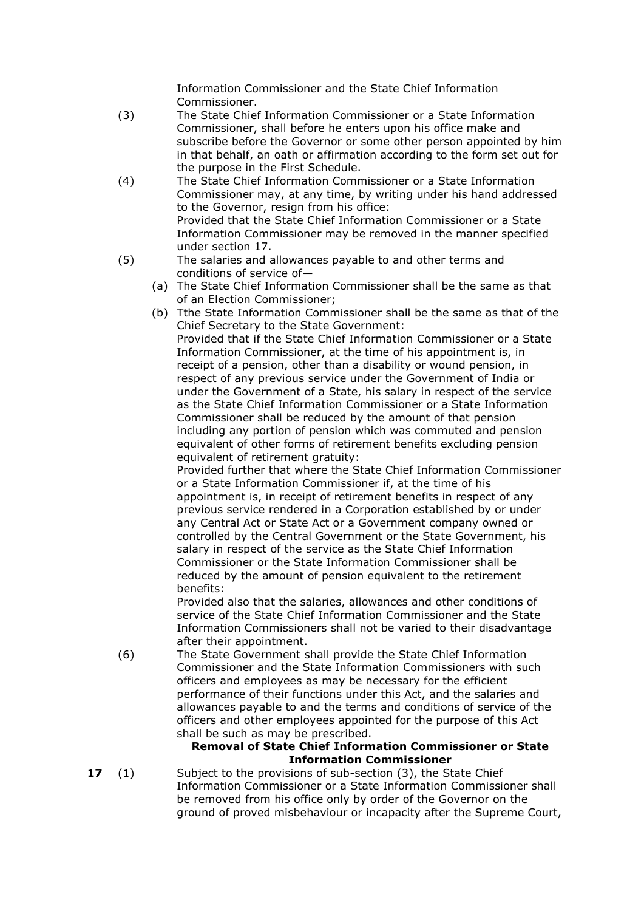Information Commissioner and the State Chief Information Commissioner.

(3) The State Chief Information Commissioner or a State Information Commissioner, shall before he enters upon his office make and subscribe before the Governor or some other person appointed by him in that behalf, an oath or affirmation according to the form set out for the purpose in the First Schedule.

(4) The State Chief Information Commissioner or a State Information Commissioner may, at any time, by writing under his hand addressed to the Governor, resign from his office:
Provided that the State Chief Information Commissioner or a State Information Commissioner may be removed in the manner specified under section 17.

(5) The salaries and allowances payable to and other terms and conditions of service of—

(a) The State Chief Information Commissioner shall be the same as that of an Election Commissioner;

(b) Tthe State Information Commissioner shall be the same as that of the Chief Secretary to the State Government:
Provided that if the State Chief Information Commissioner or a State Information Commissioner, at the time of his appointment is, in receipt of a pension, other than a disability or wound pension, in respect of any previous service under the Government of India or under the Government of a State, his salary in respect of the service as the State Chief Information Commissioner or a State Information Commissioner shall be reduced by the amount of that pension including any portion of pension which was commuted and pension equivalent of other forms of retirement benefits excluding pension equivalent of retirement gratuity:
Provided further that where the State Chief Information Commissioner or a State Information Commissioner if, at the time of his appointment is, in receipt of retirement benefits in respect of any previous service rendered in a Corporation established by or under any Central Act or State Act or a Government company owned or controlled by the Central Government or the State Government, his salary in respect of the service as the State Chief Information Commissioner or the State Information Commissioner shall be reduced by the amount of pension equivalent to the retirement benefits:
Provided also that the salaries, allowances and other conditions of service of the State Chief Information Commissioner and the State Information Commissioners shall not be varied to their disadvantage after their appointment.

(6) The State Government shall provide the State Chief Information Commissioner and the State Information Commissioners with such officers and employees as may be necessary for the efficient performance of their functions under this Act, and the salaries and allowances payable to and the terms and conditions of service of the officers and other employees appointed for the purpose of this Act shall be such as may be prescribed.

**Removal of State Chief Information Commissioner or State Information Commissioner**

**17** (1) Subject to the provisions of sub-section (3), the State Chief Information Commissioner or a State Information Commissioner shall be removed from his office only by order of the Governor on the ground of proved misbehaviour or incapacity after the Supreme Court,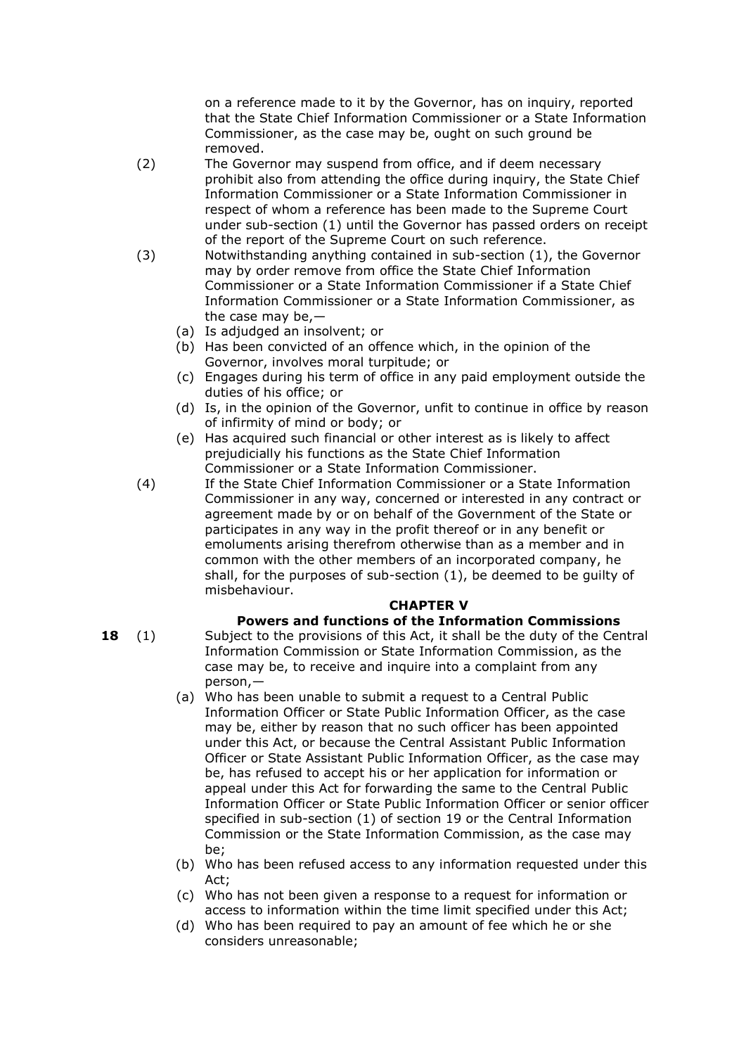on a reference made to it by the Governor, has on inquiry, reported that the State Chief Information Commissioner or a State Information Commissioner, as the case may be, ought on such ground be removed.

(2) The Governor may suspend from office, and if deem necessary prohibit also from attending the office during inquiry, the State Chief Information Commissioner or a State Information Commissioner in respect of whom a reference has been made to the Supreme Court under sub-section (1) until the Governor has passed orders on receipt of the report of the Supreme Court on such reference.

(3) Notwithstanding anything contained in sub-section (1), the Governor may by order remove from office the State Chief Information Commissioner or a State Information Commissioner if a State Chief Information Commissioner or a State Information Commissioner, as the case may be,—

- (a) Is adjudged an insolvent; or
- (b) Has been convicted of an offence which, in the opinion of the Governor, involves moral turpitude; or
- (c) Engages during his term of office in any paid employment outside the duties of his office; or
- (d) Is, in the opinion of the Governor, unfit to continue in office by reason of infirmity of mind or body; or
- (e) Has acquired such financial or other interest as is likely to affect prejudicially his functions as the State Chief Information Commissioner or a State Information Commissioner.

(4) If the State Chief Information Commissioner or a State Information Commissioner in any way, concerned or interested in any contract or agreement made by or on behalf of the Government of the State or participates in any way in the profit thereof or in any benefit or emoluments arising therefrom otherwise than as a member and in common with the other members of an incorporated company, he shall, for the purposes of sub-section (1), be deemed to be guilty of misbehaviour.

## CHAPTER V

### Powers and functions of the Information Commissions

**18** (1) Subject to the provisions of this Act, it shall be the duty of the Central Information Commission or State Information Commission, as the case may be, to receive and inquire into a complaint from any person,—

- (a) Who has been unable to submit a request to a Central Public Information Officer or State Public Information Officer, as the case may be, either by reason that no such officer has been appointed under this Act, or because the Central Assistant Public Information Officer or State Assistant Public Information Officer, as the case may be, has refused to accept his or her application for information or appeal under this Act for forwarding the same to the Central Public Information Officer or State Public Information Officer or senior officer specified in sub-section (1) of section 19 or the Central Information Commission or the State Information Commission, as the case may be;
- (b) Who has been refused access to any information requested under this Act;
- (c) Who has not been given a response to a request for information or access to information within the time limit specified under this Act;
- (d) Who has been required to pay an amount of fee which he or she considers unreasonable;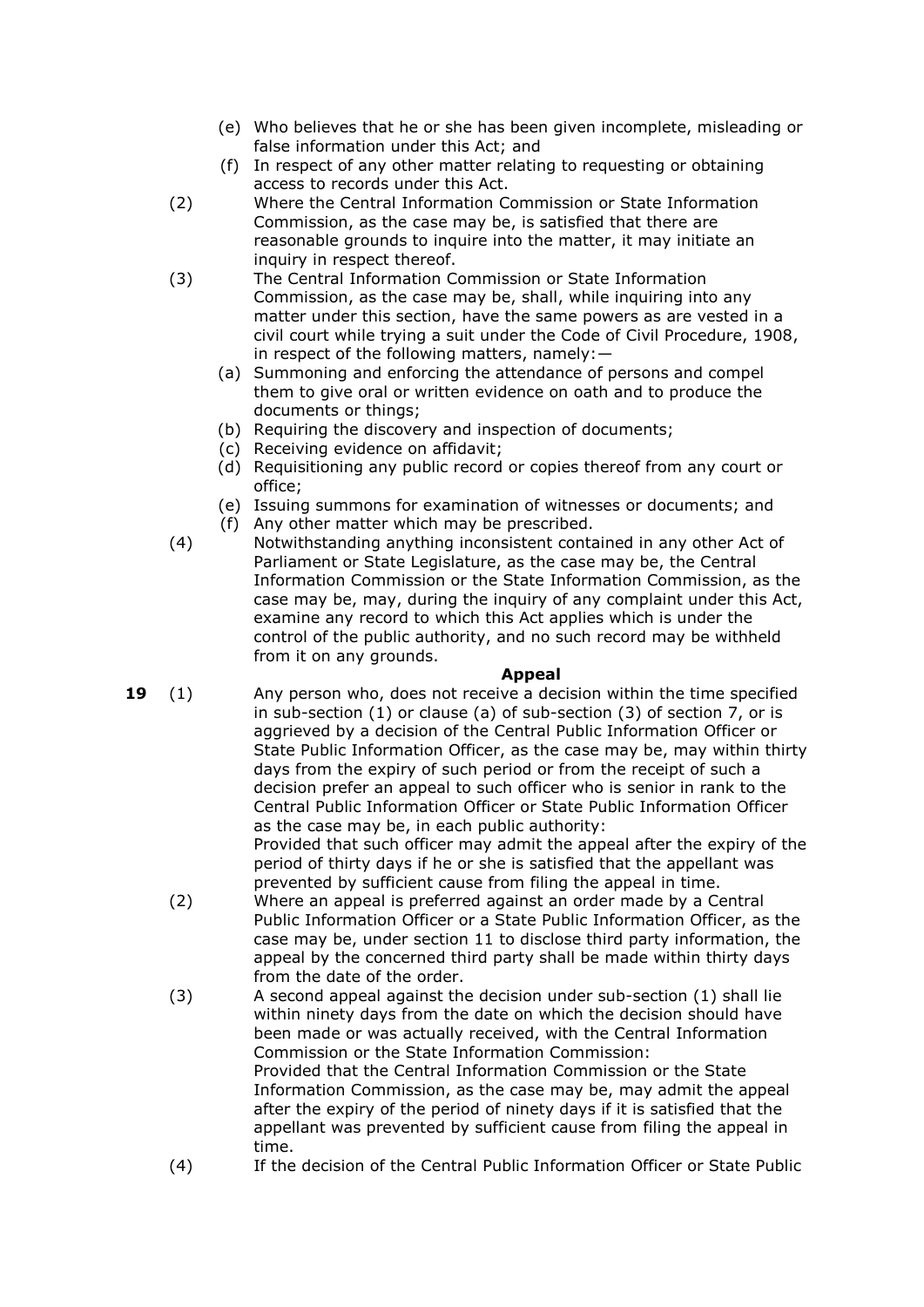(e) Who believes that he or she has been given incomplete, misleading or false information under this Act; and

(f) In respect of any other matter relating to requesting or obtaining access to records under this Act.

(2) Where the Central Information Commission or State Information Commission, as the case may be, is satisfied that there are reasonable grounds to inquire into the matter, it may initiate an inquiry in respect thereof.

(3) The Central Information Commission or State Information Commission, as the case may be, shall, while inquiring into any matter under this section, have the same powers as are vested in a civil court while trying a suit under the Code of Civil Procedure, 1908, in respect of the following matters, namely:—

(a) Summoning and enforcing the attendance of persons and compel them to give oral or written evidence on oath and to produce the documents or things;

(b) Requiring the discovery and inspection of documents;

(c) Receiving evidence on affidavit;

(d) Requisitioning any public record or copies thereof from any court or office;

(e) Issuing summons for examination of witnesses or documents; and

(f) Any other matter which may be prescribed.

(4) Notwithstanding anything inconsistent contained in any other Act of Parliament or State Legislature, as the case may be, the Central Information Commission or the State Information Commission, as the case may be, may, during the inquiry of any complaint under this Act, examine any record to which this Act applies which is under the control of the public authority, and no such record may be withheld from it on any grounds.

**Appeal**

**19** (1) Any person who, does not receive a decision within the time specified in sub-section (1) or clause (a) of sub-section (3) of section 7, or is aggrieved by a decision of the Central Public Information Officer or State Public Information Officer, as the case may be, may within thirty days from the expiry of such period or from the receipt of such a decision prefer an appeal to such officer who is senior in rank to the Central Public Information Officer or State Public Information Officer as the case may be, in each public authority:
Provided that such officer may admit the appeal after the expiry of the period of thirty days if he or she is satisfied that the appellant was prevented by sufficient cause from filing the appeal in time.

(2) Where an appeal is preferred against an order made by a Central Public Information Officer or a State Public Information Officer, as the case may be, under section 11 to disclose third party information, the appeal by the concerned third party shall be made within thirty days from the date of the order.

(3) A second appeal against the decision under sub-section (1) shall lie within ninety days from the date on which the decision should have been made or was actually received, with the Central Information Commission or the State Information Commission:
Provided that the Central Information Commission or the State Information Commission, as the case may be, may admit the appeal after the expiry of the period of ninety days if it is satisfied that the appellant was prevented by sufficient cause from filing the appeal in time.

(4) If the decision of the Central Public Information Officer or State Public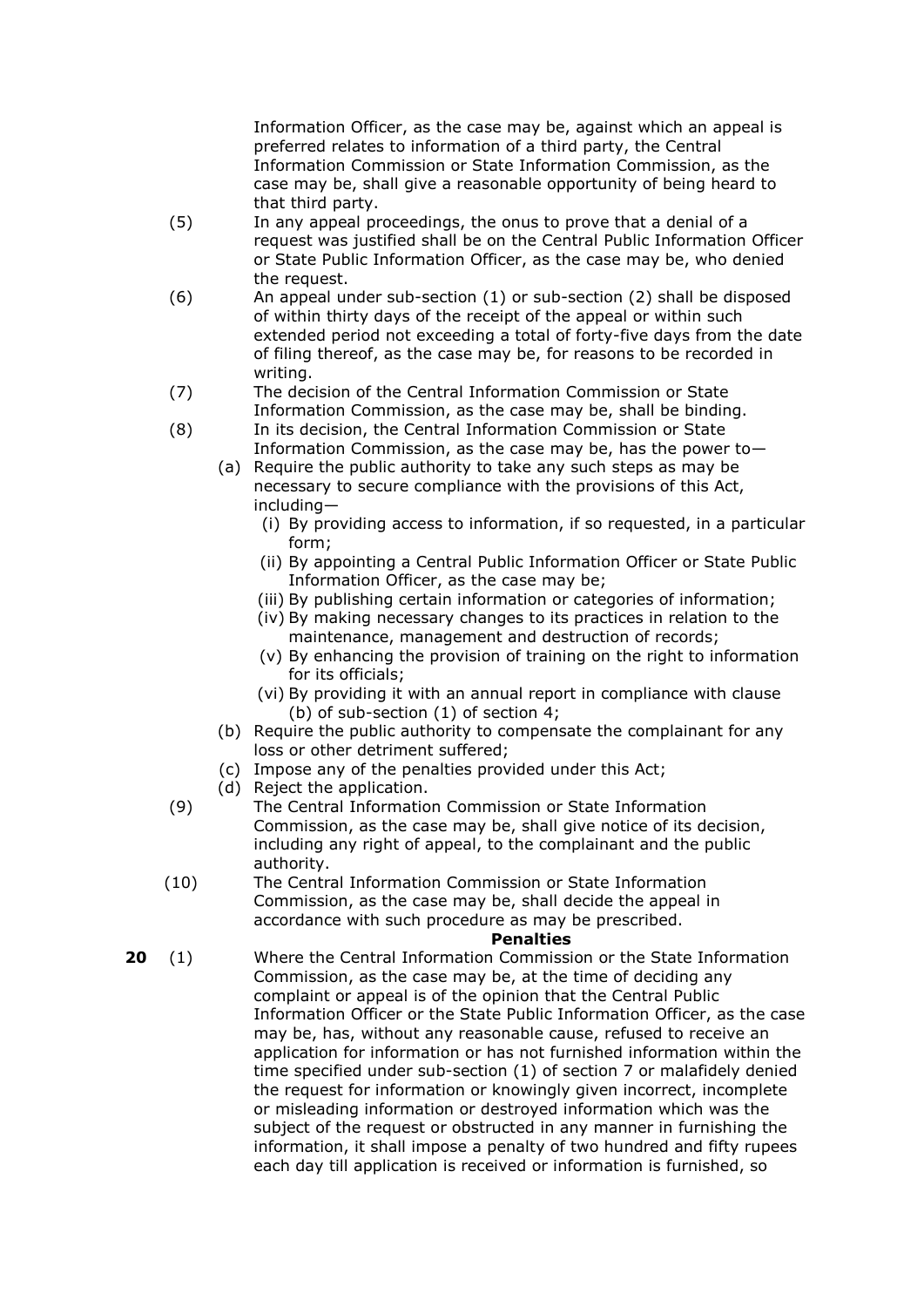Information Officer, as the case may be, against which an appeal is preferred relates to information of a third party, the Central Information Commission or State Information Commission, as the case may be, shall give a reasonable opportunity of being heard to that third party.

(5) In any appeal proceedings, the onus to prove that a denial of a request was justified shall be on the Central Public Information Officer or State Public Information Officer, as the case may be, who denied the request.

(6) An appeal under sub-section (1) or sub-section (2) shall be disposed of within thirty days of the receipt of the appeal or within such extended period not exceeding a total of forty-five days from the date of filing thereof, as the case may be, for reasons to be recorded in writing.

(7) The decision of the Central Information Commission or State Information Commission, as the case may be, shall be binding.

(8) In its decision, the Central Information Commission or State Information Commission, as the case may be, has the power to—

- (a) Require the public authority to take any such steps as may be necessary to secure compliance with the provisions of this Act, including—
  - (i) By providing access to information, if so requested, in a particular form;
  - (ii) By appointing a Central Public Information Officer or State Public Information Officer, as the case may be;
  - (iii) By publishing certain information or categories of information;
  - (iv) By making necessary changes to its practices in relation to the maintenance, management and destruction of records;
  - (v) By enhancing the provision of training on the right to information for its officials;
  - (vi) By providing it with an annual report in compliance with clause (b) of sub-section (1) of section 4;
- (b) Require the public authority to compensate the complainant for any loss or other detriment suffered;
- (c) Impose any of the penalties provided under this Act;
- (d) Reject the application.

(9) The Central Information Commission or State Information Commission, as the case may be, shall give notice of its decision, including any right of appeal, to the complainant and the public authority.

(10) The Central Information Commission or State Information Commission, as the case may be, shall decide the appeal in accordance with such procedure as may be prescribed.

**Penalties**

**20** (1) Where the Central Information Commission or the State Information Commission, as the case may be, at the time of deciding any complaint or appeal is of the opinion that the Central Public Information Officer or the State Public Information Officer, as the case may be, has, without any reasonable cause, refused to receive an application for information or has not furnished information within the time specified under sub-section (1) of section 7 or malafidely denied the request for information or knowingly given incorrect, incomplete or misleading information or destroyed information which was the subject of the request or obstructed in any manner in furnishing the information, it shall impose a penalty of two hundred and fifty rupees each day till application is received or information is furnished, so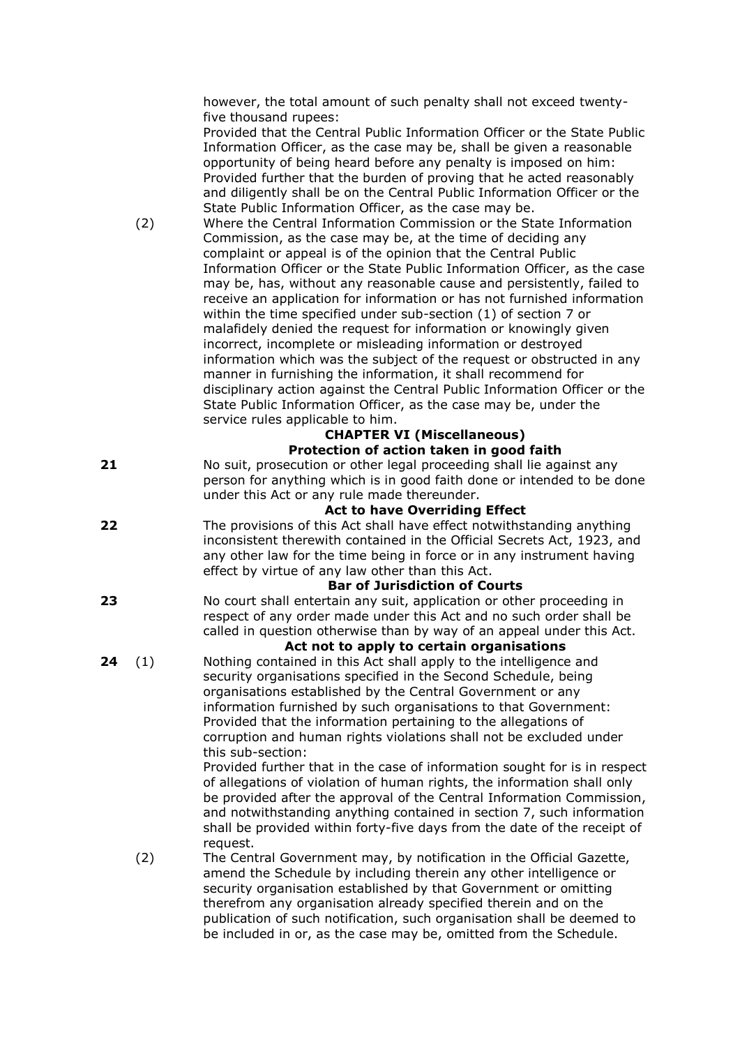however, the total amount of such penalty shall not exceed twenty-five thousand rupees:

Provided that the Central Public Information Officer or the State Public Information Officer, as the case may be, shall be given a reasonable opportunity of being heard before any penalty is imposed on him:

Provided further that the burden of proving that he acted reasonably and diligently shall be on the Central Public Information Officer or the State Public Information Officer, as the case may be.

(2) Where the Central Information Commission or the State Information Commission, as the case may be, at the time of deciding any complaint or appeal is of the opinion that the Central Public Information Officer or the State Public Information Officer, as the case may be, has, without any reasonable cause and persistently, failed to receive an application for information or has not furnished information within the time specified under sub-section (1) of section 7 or malafidely denied the request for information or knowingly given incorrect, incomplete or misleading information or destroyed information which was the subject of the request or obstructed in any manner in furnishing the information, it shall recommend for disciplinary action against the Central Public Information Officer or the State Public Information Officer, as the case may be, under the service rules applicable to him.

## CHAPTER VI (Miscellaneous)

### Protection of action taken in good faith

**21** No suit, prosecution or other legal proceeding shall lie against any person for anything which is in good faith done or intended to be done under this Act or any rule made thereunder.

### Act to have Overriding Effect

**22** The provisions of this Act shall have effect notwithstanding anything inconsistent therewith contained in the Official Secrets Act, 1923, and any other law for the time being in force or in any instrument having effect by virtue of any law other than this Act.

### Bar of Jurisdiction of Courts

**23** No court shall entertain any suit, application or other proceeding in respect of any order made under this Act and no such order shall be called in question otherwise than by way of an appeal under this Act.

### Act not to apply to certain organisations

**24** (1) Nothing contained in this Act shall apply to the intelligence and security organisations specified in the Second Schedule, being organisations established by the Central Government or any information furnished by such organisations to that Government:

Provided that the information pertaining to the allegations of corruption and human rights violations shall not be excluded under this sub-section:

Provided further that in the case of information sought for is in respect of allegations of violation of human rights, the information shall only be provided after the approval of the Central Information Commission, and notwithstanding anything contained in section 7, such information shall be provided within forty-five days from the date of the receipt of request.

(2) The Central Government may, by notification in the Official Gazette, amend the Schedule by including therein any other intelligence or security organisation established by that Government or omitting therefrom any organisation already specified therein and on the publication of such notification, such organisation shall be deemed to be included in or, as the case may be, omitted from the Schedule.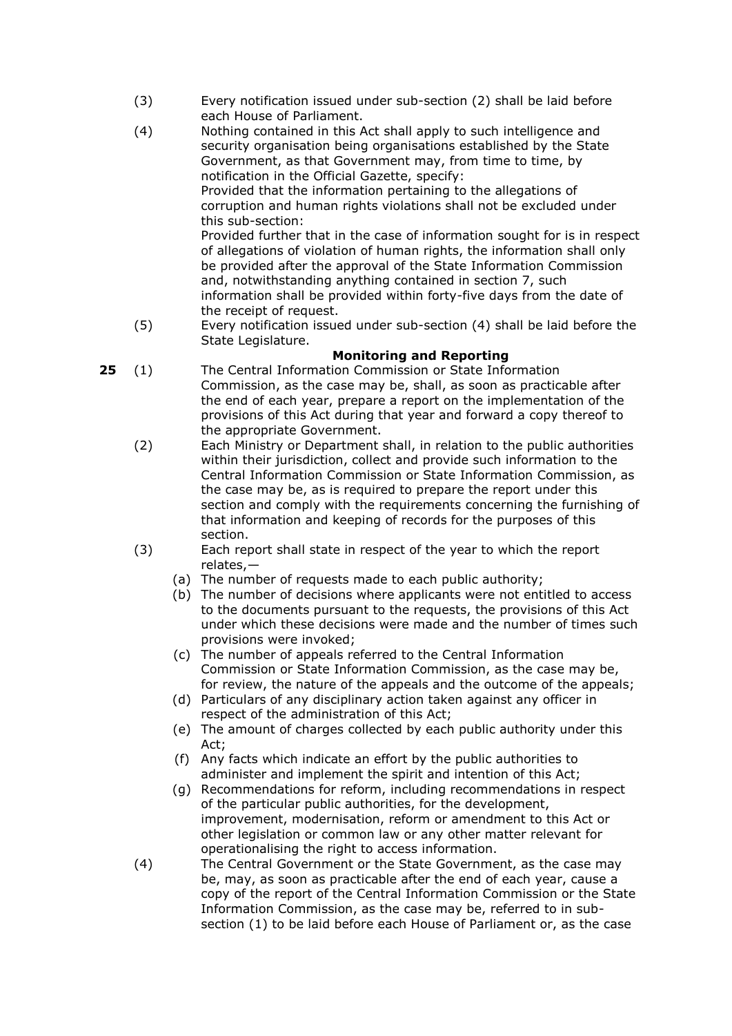(3) Every notification issued under sub-section (2) shall be laid before each House of Parliament.

(4) Nothing contained in this Act shall apply to such intelligence and security organisation being organisations established by the State Government, as that Government may, from time to time, by notification in the Official Gazette, specify:
Provided that the information pertaining to the allegations of corruption and human rights violations shall not be excluded under this sub-section:
Provided further that in the case of information sought for is in respect of allegations of violation of human rights, the information shall only be provided after the approval of the State Information Commission and, notwithstanding anything contained in section 7, such information shall be provided within forty-five days from the date of the receipt of request.

(5) Every notification issued under sub-section (4) shall be laid before the State Legislature.

### Monitoring and Reporting

**25** (1) The Central Information Commission or State Information Commission, as the case may be, shall, as soon as practicable after the end of each year, prepare a report on the implementation of the provisions of this Act during that year and forward a copy thereof to the appropriate Government.

(2) Each Ministry or Department shall, in relation to the public authorities within their jurisdiction, collect and provide such information to the Central Information Commission or State Information Commission, as the case may be, as is required to prepare the report under this section and comply with the requirements concerning the furnishing of that information and keeping of records for the purposes of this section.

(3) Each report shall state in respect of the year to which the report relates,—

(a) The number of requests made to each public authority;
(b) The number of decisions where applicants were not entitled to access to the documents pursuant to the requests, the provisions of this Act under which these decisions were made and the number of times such provisions were invoked;
(c) The number of appeals referred to the Central Information Commission or State Information Commission, as the case may be, for review, the nature of the appeals and the outcome of the appeals;
(d) Particulars of any disciplinary action taken against any officer in respect of the administration of this Act;
(e) The amount of charges collected by each public authority under this Act;
(f) Any facts which indicate an effort by the public authorities to administer and implement the spirit and intention of this Act;
(g) Recommendations for reform, including recommendations in respect of the particular public authorities, for the development, improvement, modernisation, reform or amendment to this Act or other legislation or common law or any other matter relevant for operationalising the right to access information.

(4) The Central Government or the State Government, as the case may be, may, as soon as practicable after the end of each year, cause a copy of the report of the Central Information Commission or the State Information Commission, as the case may be, referred to in sub-section (1) to be laid before each House of Parliament or, as the case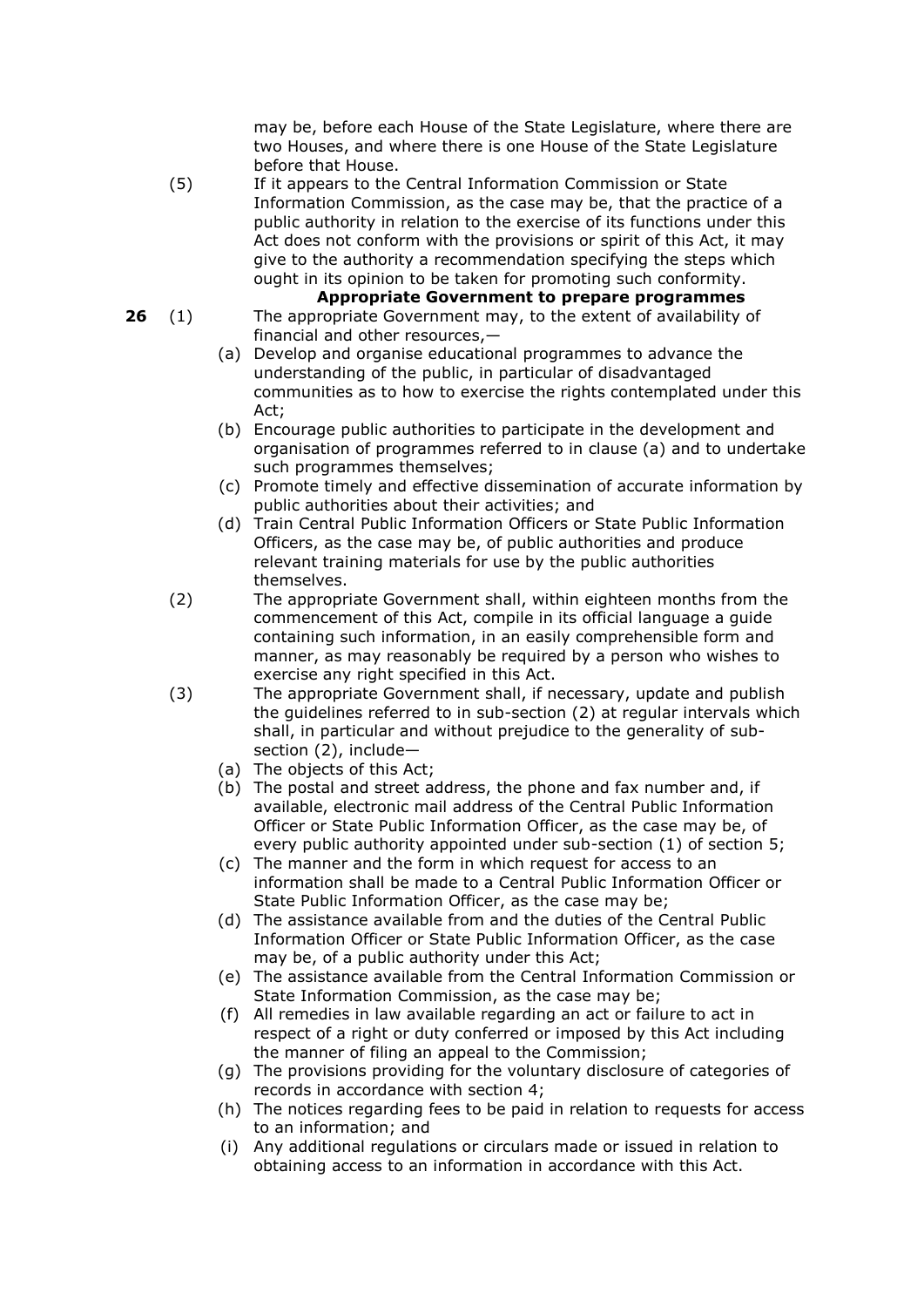may be, before each House of the State Legislature, where there are two Houses, and where there is one House of the State Legislature before that House.

(5) If it appears to the Central Information Commission or State Information Commission, as the case may be, that the practice of a public authority in relation to the exercise of its functions under this Act does not conform with the provisions or spirit of this Act, it may give to the authority a recommendation specifying the steps which ought in its opinion to be taken for promoting such conformity.

**Appropriate Government to prepare programmes**

**26** (1) The appropriate Government may, to the extent of availability of financial and other resources,—

(a) Develop and organise educational programmes to advance the understanding of the public, in particular of disadvantaged communities as to how to exercise the rights contemplated under this Act;

(b) Encourage public authorities to participate in the development and organisation of programmes referred to in clause (a) and to undertake such programmes themselves;

(c) Promote timely and effective dissemination of accurate information by public authorities about their activities; and

(d) Train Central Public Information Officers or State Public Information Officers, as the case may be, of public authorities and produce relevant training materials for use by the public authorities themselves.

(2) The appropriate Government shall, within eighteen months from the commencement of this Act, compile in its official language a guide containing such information, in an easily comprehensible form and manner, as may reasonably be required by a person who wishes to exercise any right specified in this Act.

(3) The appropriate Government shall, if necessary, update and publish the guidelines referred to in sub-section (2) at regular intervals which shall, in particular and without prejudice to the generality of sub-section (2), include—

(a) The objects of this Act;

(b) The postal and street address, the phone and fax number and, if available, electronic mail address of the Central Public Information Officer or State Public Information Officer, as the case may be, of every public authority appointed under sub-section (1) of section 5;

(c) The manner and the form in which request for access to an information shall be made to a Central Public Information Officer or State Public Information Officer, as the case may be;

(d) The assistance available from and the duties of the Central Public Information Officer or State Public Information Officer, as the case may be, of a public authority under this Act;

(e) The assistance available from the Central Information Commission or State Information Commission, as the case may be;

(f) All remedies in law available regarding an act or failure to act in respect of a right or duty conferred or imposed by this Act including the manner of filing an appeal to the Commission;

(g) The provisions providing for the voluntary disclosure of categories of records in accordance with section 4;

(h) The notices regarding fees to be paid in relation to requests for access to an information; and

(i) Any additional regulations or circulars made or issued in relation to obtaining access to an information in accordance with this Act.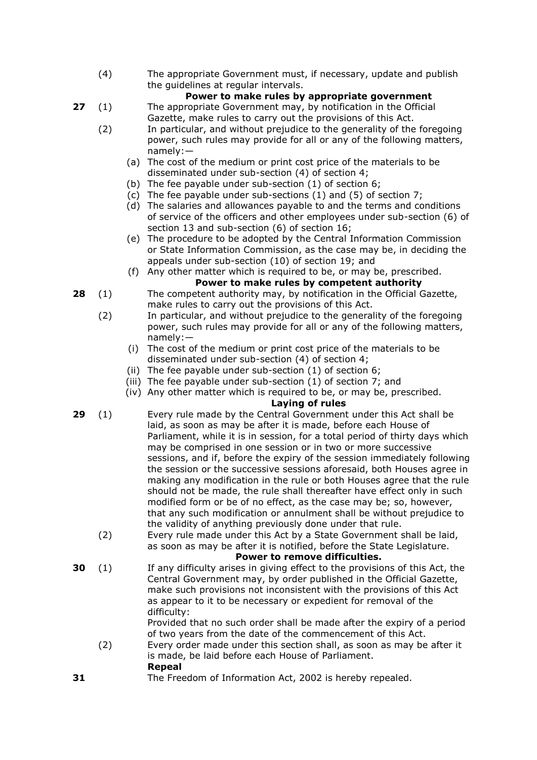(4) The appropriate Government must, if necessary, update and publish the guidelines at regular intervals.

**Power to make rules by appropriate government**

**27** (1) The appropriate Government may, by notification in the Official Gazette, make rules to carry out the provisions of this Act.

(2) In particular, and without prejudice to the generality of the foregoing power, such rules may provide for all or any of the following matters, namely:—

(a) The cost of the medium or print cost price of the materials to be disseminated under sub-section (4) of section 4;

(b) The fee payable under sub-section (1) of section 6;

(c) The fee payable under sub-sections (1) and (5) of section 7;

(d) The salaries and allowances payable to and the terms and conditions of service of the officers and other employees under sub-section (6) of section 13 and sub-section (6) of section 16;

(e) The procedure to be adopted by the Central Information Commission or State Information Commission, as the case may be, in deciding the appeals under sub-section (10) of section 19; and

(f) Any other matter which is required to be, or may be, prescribed.

**Power to make rules by competent authority**

**28** (1) The competent authority may, by notification in the Official Gazette, make rules to carry out the provisions of this Act.

(2) In particular, and without prejudice to the generality of the foregoing power, such rules may provide for all or any of the following matters, namely:—

(i) The cost of the medium or print cost price of the materials to be disseminated under sub-section (4) of section 4;

(ii) The fee payable under sub-section (1) of section 6;

(iii) The fee payable under sub-section (1) of section 7; and

(iv) Any other matter which is required to be, or may be, prescribed.

**Laying of rules**

**29** (1) Every rule made by the Central Government under this Act shall be laid, as soon as may be after it is made, before each House of Parliament, while it is in session, for a total period of thirty days which may be comprised in one session or in two or more successive sessions, and if, before the expiry of the session immediately following the session or the successive sessions aforesaid, both Houses agree in making any modification in the rule or both Houses agree that the rule should not be made, the rule shall thereafter have effect only in such modified form or be of no effect, as the case may be; so, however, that any such modification or annulment shall be without prejudice to the validity of anything previously done under that rule.

(2) Every rule made under this Act by a State Government shall be laid, as soon as may be after it is notified, before the State Legislature.

**Power to remove difficulties.**

**30** (1) If any difficulty arises in giving effect to the provisions of this Act, the Central Government may, by order published in the Official Gazette, make such provisions not inconsistent with the provisions of this Act as appear to it to be necessary or expedient for removal of the difficulty:

Provided that no such order shall be made after the expiry of a period of two years from the date of the commencement of this Act.

(2) Every order made under this section shall, as soon as may be after it is made, be laid before each House of Parliament.

**Repeal**

**31** The Freedom of Information Act, 2002 is hereby repealed.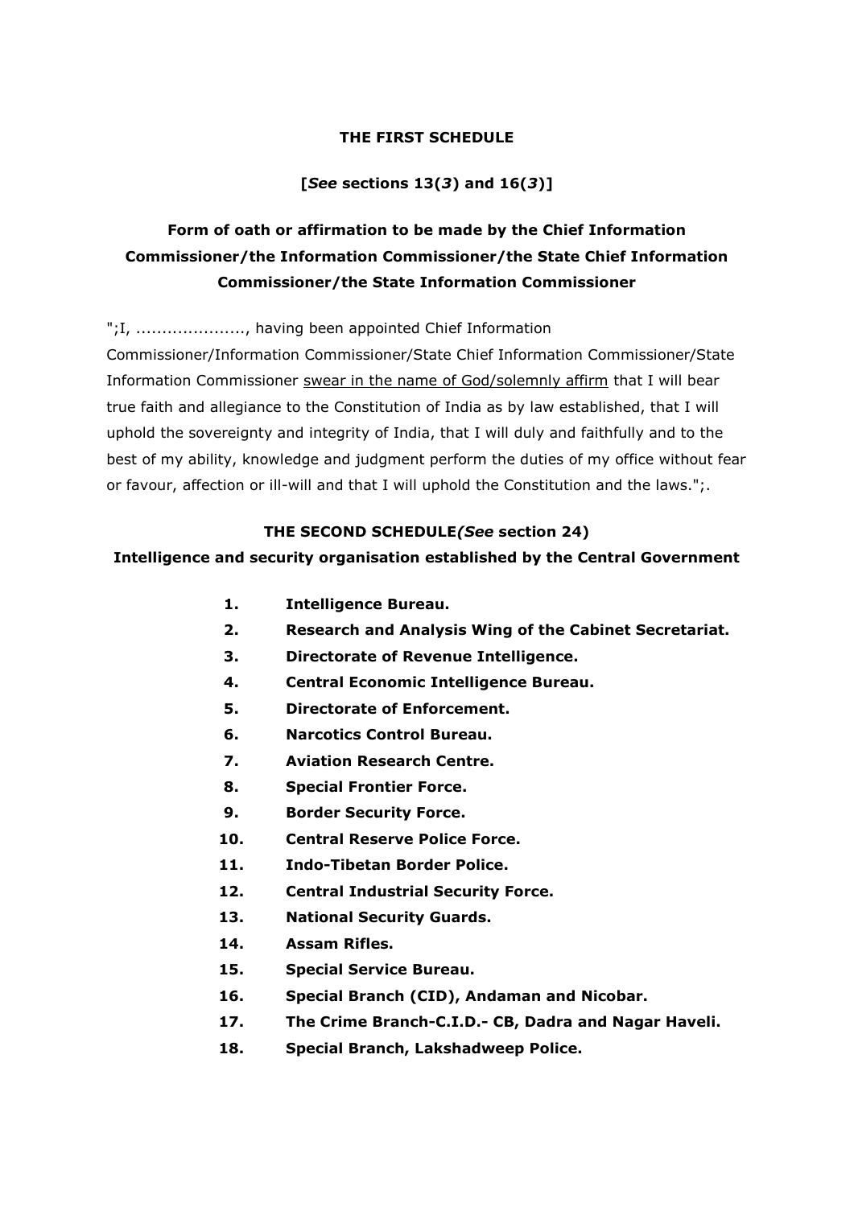**THE FIRST SCHEDULE**

**[*See* sections 13(*3*) and 16(*3*)]**

**Form of oath or affirmation to be made by the Chief Information Commissioner/the Information Commissioner/the State Chief Information Commissioner/the State Information Commissioner**

";I, ...................., having been appointed Chief Information Commissioner/Information Commissioner/State Chief Information Commissioner/State Information Commissioner swear in the name of God/solemnly affirm that I will bear true faith and allegiance to the Constitution of India as by law established, that I will uphold the sovereignty and integrity of India, that I will duly and faithfully and to the best of my ability, knowledge and judgment perform the duties of my office without fear or favour, affection or ill-will and that I will uphold the Constitution and the laws.";.

**THE SECOND SCHEDULE*(See* section 24)**

**Intelligence and security organisation established by the Central Government**

1. **Intelligence Bureau.**
2. **Research and Analysis Wing of the Cabinet Secretariat.**
3. **Directorate of Revenue Intelligence.**
4. **Central Economic Intelligence Bureau.**
5. **Directorate of Enforcement.**
6. **Narcotics Control Bureau.**
7. **Aviation Research Centre.**
8. **Special Frontier Force.**
9. **Border Security Force.**
10. **Central Reserve Police Force.**
11. **Indo-Tibetan Border Police.**
12. **Central Industrial Security Force.**
13. **National Security Guards.**
14. **Assam Rifles.**
15. **Special Service Bureau.**
16. **Special Branch (CID), Andaman and Nicobar.**
17. **The Crime Branch-C.I.D.- CB, Dadra and Nagar Haveli.**
18. **Special Branch, Lakshadweep Police.**